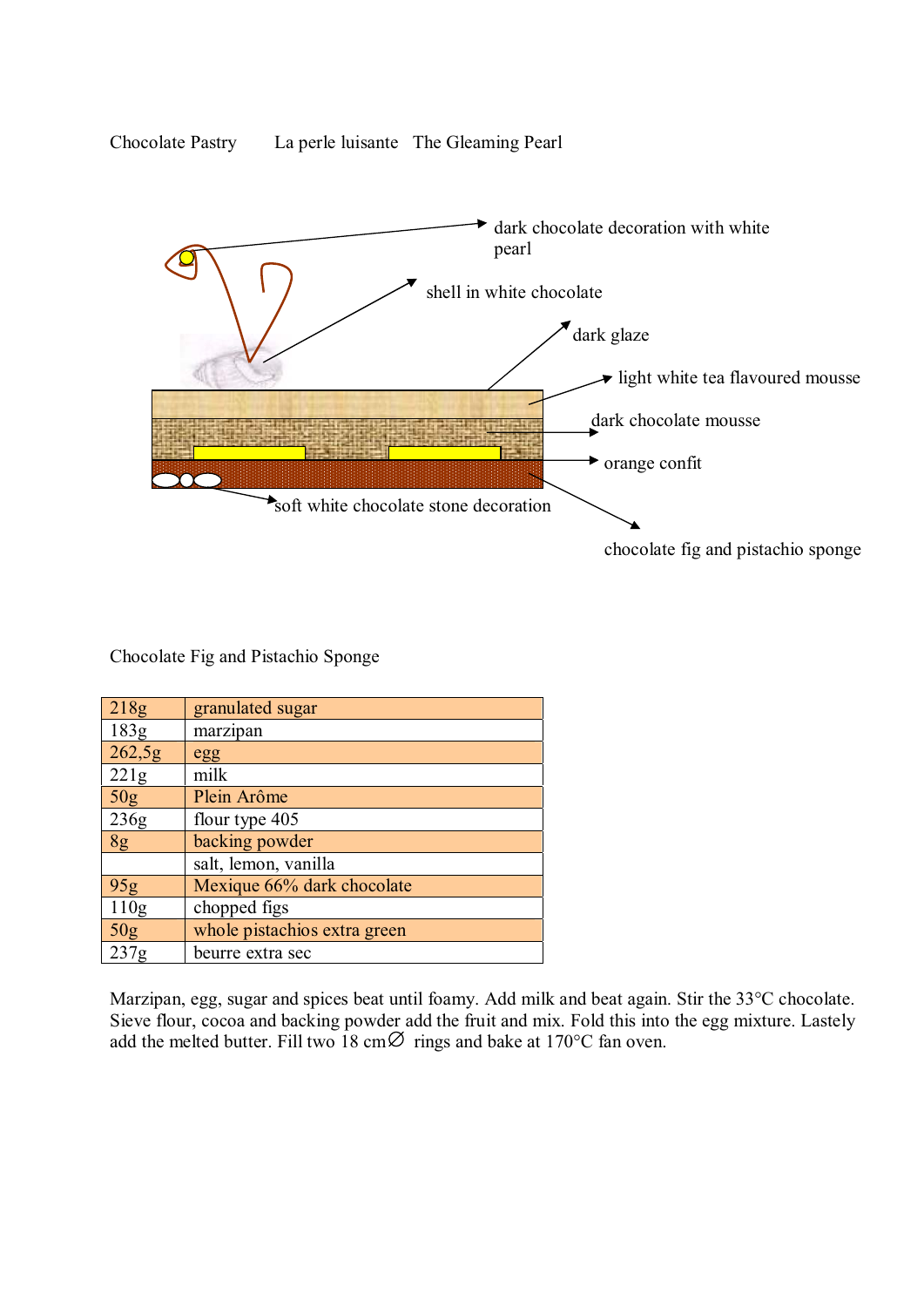Chocolate Pastry    La perle luisante   The Gleaming Pearl

dark chocolate decoration with white pearl

shell in white chocolate

dark glaze

light white tea flavoured mousse

dark chocolate mousse

orange confit

soft white chocolate stone decoration

chocolate fig and pistachio sponge

Chocolate Fig and Pistachio Sponge

| | |
|---|---|
| 218g | granulated sugar |
| 183g | marzipan |
| 262,5g | egg |
| 221g | milk |
| 50g | Plein Arôme |
| 236g | flour type 405 |
| 8g | backing powder |
| | salt, lemon, vanilla |
| 95g | Mexique 66% dark chocolate |
| 110g | chopped figs |
| 50g | whole pistachios extra green |
| 237g | beurre extra sec |

Marzipan, egg, sugar and spices beat until foamy. Add milk and beat again. Stir the 33°C chocolate. Sieve flour, cocoa and backing powder add the fruit and mix. Fold this into the egg mixture. Lastely add the melted butter. Fill two 18 cm∅ rings and bake at 170°C fan oven.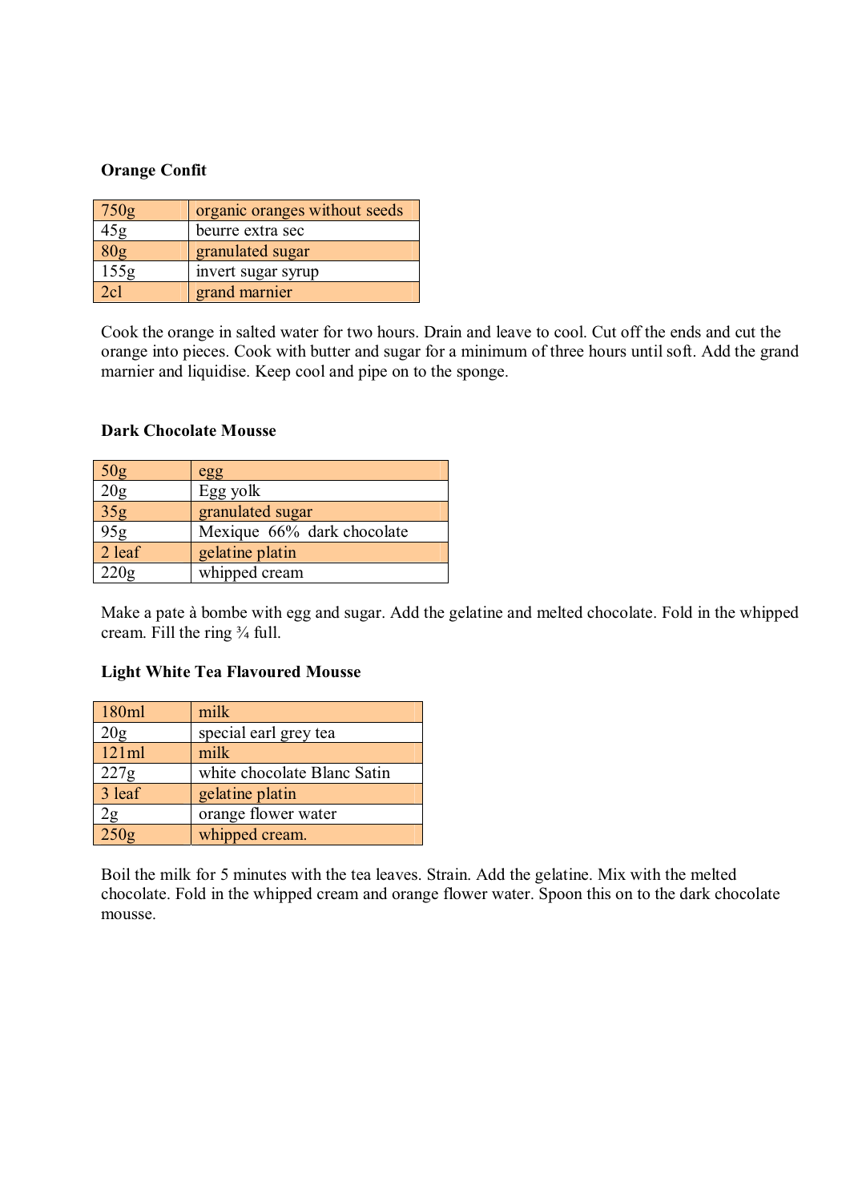**Orange Confit**

| | |
|---|---|
| 750g | organic oranges without seeds |
| 45g | beurre extra sec |
| 80g | granulated sugar |
| 155g | invert sugar syrup |
| 2cl | grand marnier |

Cook the orange in salted water for two hours. Drain and leave to cool. Cut off the ends and cut the orange into pieces. Cook with butter and sugar for a minimum of three hours until soft. Add the grand marnier and liquidise. Keep cool and pipe on to the sponge.

**Dark Chocolate Mousse**

| | |
|---|---|
| 50g | egg |
| 20g | Egg yolk |
| 35g | granulated sugar |
| 95g | Mexique 66% dark chocolate |
| 2 leaf | gelatine platin |
| 220g | whipped cream |

Make a pate à bombe with egg and sugar. Add the gelatine and melted chocolate. Fold in the whipped cream. Fill the ring ¾ full.

**Light White Tea Flavoured Mousse**

| | |
|---|---|
| 180ml | milk |
| 20g | special earl grey tea |
| 121ml | milk |
| 227g | white chocolate Blanc Satin |
| 3 leaf | gelatine platin |
| 2g | orange flower water |
| 250g | whipped cream. |

Boil the milk for 5 minutes with the tea leaves. Strain. Add the gelatine. Mix with the melted chocolate. Fold in the whipped cream and orange flower water. Spoon this on to the dark chocolate mousse.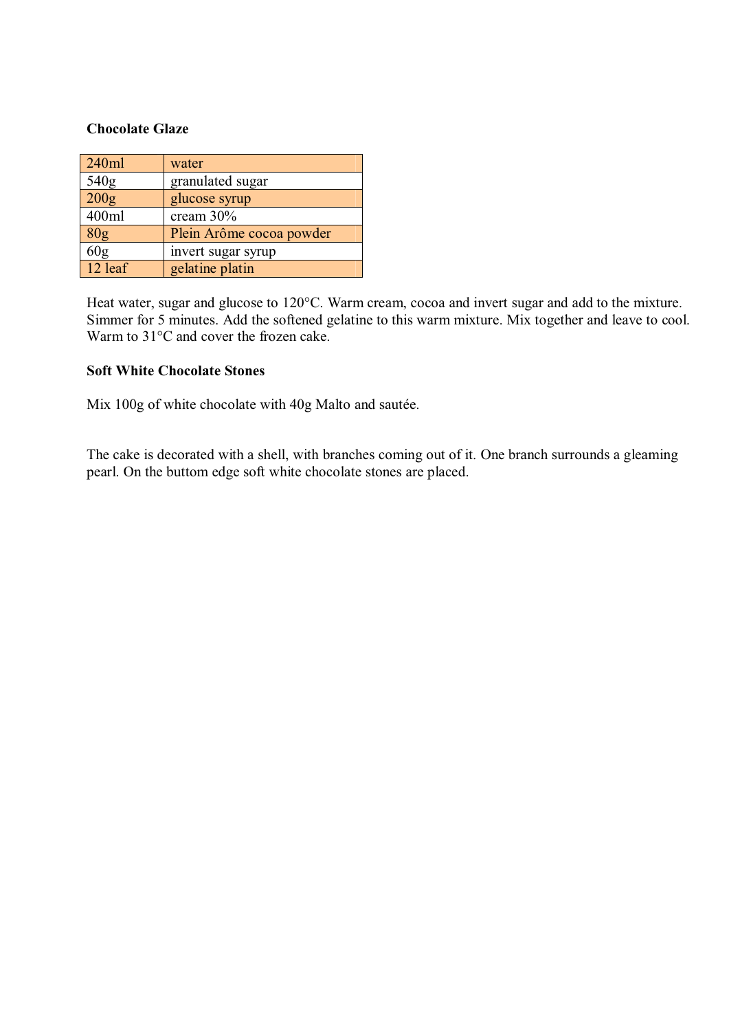**Chocolate Glaze**

| | |
|---|---|
| 240ml | water |
| 540g | granulated sugar |
| 200g | glucose syrup |
| 400ml | cream 30% |
| 80g | Plein Arôme cocoa powder |
| 60g | invert sugar syrup |
| 12 leaf | gelatine platin |

Heat water, sugar and glucose to 120°C. Warm cream, cocoa and invert sugar and add to the mixture. Simmer for 5 minutes. Add the softened gelatine to this warm mixture. Mix together and leave to cool. Warm to 31°C and cover the frozen cake.

**Soft White Chocolate Stones**

Mix 100g of white chocolate with 40g Malto and sautée.

The cake is decorated with a shell, with branches coming out of it. One branch surrounds a gleaming pearl. On the buttom edge soft white chocolate stones are placed.